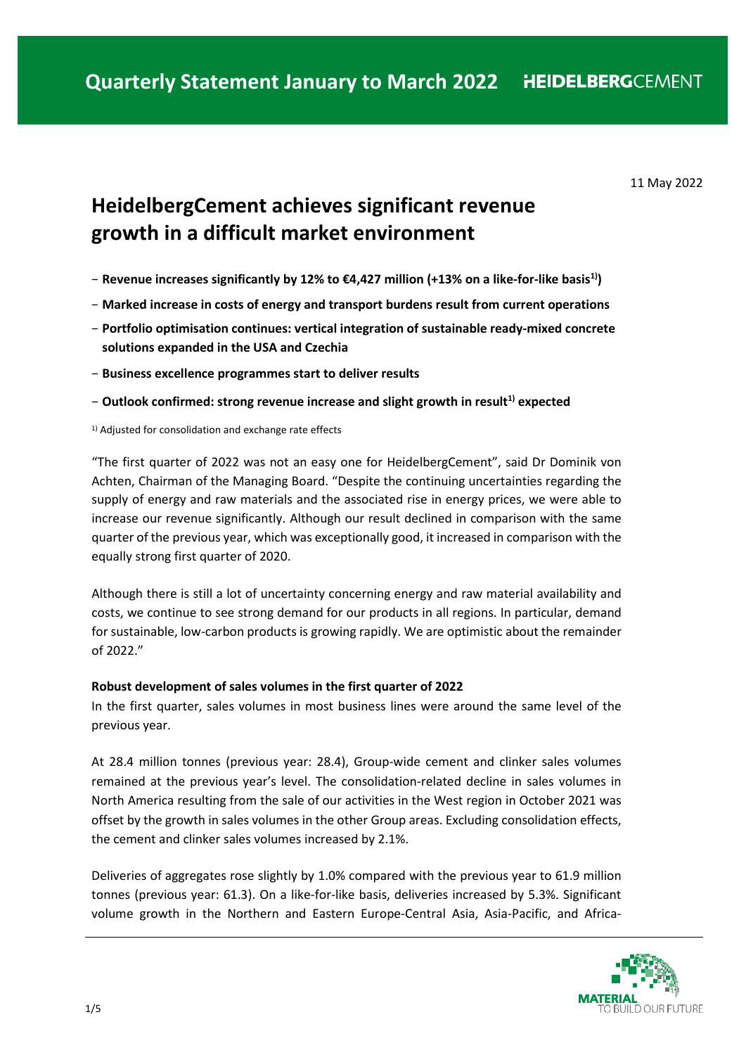# Quarterly Statement January to March 2022

HEIDELBERGCEMENT

11 May 2022

## HeidelbergCement achieves significant revenue growth in a difficult market environment

- **Revenue increases significantly by 12% to €4,427 million (+13% on a like-for-like basis[1])**
- **Marked increase in costs of energy and transport burdens result from current operations**
- **Portfolio optimisation continues: vertical integration of sustainable ready-mixed concrete solutions expanded in the USA and Czechia**
- **Business excellence programmes start to deliver results**
- **Outlook confirmed: strong revenue increase and slight growth in result[1] expected**

[1] Adjusted for consolidation and exchange rate effects

"The first quarter of 2022 was not an easy one for HeidelbergCement", said Dr Dominik von Achten, Chairman of the Managing Board. "Despite the continuing uncertainties regarding the supply of energy and raw materials and the associated rise in energy prices, we were able to increase our revenue significantly. Although our result declined in comparison with the same quarter of the previous year, which was exceptionally good, it increased in comparison with the equally strong first quarter of 2020.

Although there is still a lot of uncertainty concerning energy and raw material availability and costs, we continue to see strong demand for our products in all regions. In particular, demand for sustainable, low-carbon products is growing rapidly. We are optimistic about the remainder of 2022."

**Robust development of sales volumes in the first quarter of 2022**

In the first quarter, sales volumes in most business lines were around the same level of the previous year.

At 28.4 million tonnes (previous year: 28.4), Group-wide cement and clinker sales volumes remained at the previous year's level. The consolidation-related decline in sales volumes in North America resulting from the sale of our activities in the West region in October 2021 was offset by the growth in sales volumes in the other Group areas. Excluding consolidation effects, the cement and clinker sales volumes increased by 2.1%.

Deliveries of aggregates rose slightly by 1.0% compared with the previous year to 61.9 million tonnes (previous year: 61.3). On a like-for-like basis, deliveries increased by 5.3%. Significant volume growth in the Northern and Eastern Europe-Central Asia, Asia-Pacific, and Africa-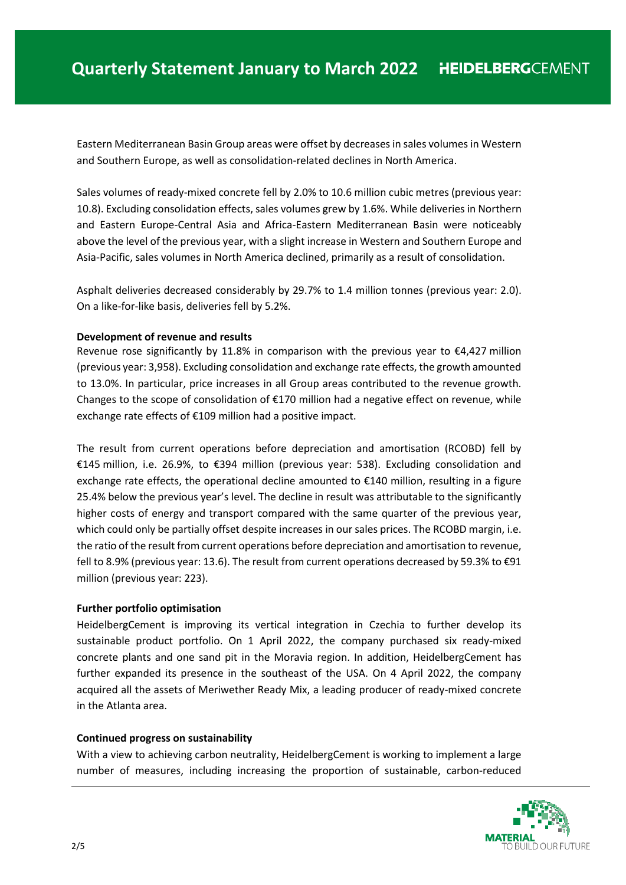Eastern Mediterranean Basin Group areas were offset by decreases in sales volumes in Western and Southern Europe, as well as consolidation-related declines in North America.

Sales volumes of ready-mixed concrete fell by 2.0% to 10.6 million cubic metres (previous year: 10.8). Excluding consolidation effects, sales volumes grew by 1.6%. While deliveries in Northern and Eastern Europe-Central Asia and Africa-Eastern Mediterranean Basin were noticeably above the level of the previous year, with a slight increase in Western and Southern Europe and Asia-Pacific, sales volumes in North America declined, primarily as a result of consolidation.

Asphalt deliveries decreased considerably by 29.7% to 1.4 million tonnes (previous year: 2.0). On a like-for-like basis, deliveries fell by 5.2%.

**Development of revenue and results**

Revenue rose significantly by 11.8% in comparison with the previous year to €4,427 million (previous year: 3,958). Excluding consolidation and exchange rate effects, the growth amounted to 13.0%. In particular, price increases in all Group areas contributed to the revenue growth. Changes to the scope of consolidation of €170 million had a negative effect on revenue, while exchange rate effects of €109 million had a positive impact.

The result from current operations before depreciation and amortisation (RCOBD) fell by €145 million, i.e. 26.9%, to €394 million (previous year: 538). Excluding consolidation and exchange rate effects, the operational decline amounted to €140 million, resulting in a figure 25.4% below the previous year's level. The decline in result was attributable to the significantly higher costs of energy and transport compared with the same quarter of the previous year, which could only be partially offset despite increases in our sales prices. The RCOBD margin, i.e. the ratio of the result from current operations before depreciation and amortisation to revenue, fell to 8.9% (previous year: 13.6). The result from current operations decreased by 59.3% to €91 million (previous year: 223).

**Further portfolio optimisation**

HeidelbergCement is improving its vertical integration in Czechia to further develop its sustainable product portfolio. On 1 April 2022, the company purchased six ready-mixed concrete plants and one sand pit in the Moravia region. In addition, HeidelbergCement has further expanded its presence in the southeast of the USA. On 4 April 2022, the company acquired all the assets of Meriwether Ready Mix, a leading producer of ready-mixed concrete in the Atlanta area.

**Continued progress on sustainability**

With a view to achieving carbon neutrality, HeidelbergCement is working to implement a large number of measures, including increasing the proportion of sustainable, carbon-reduced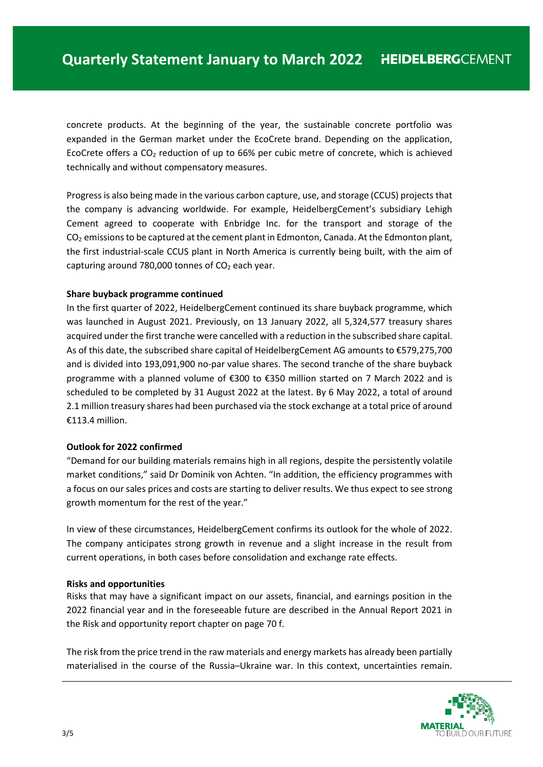concrete products. At the beginning of the year, the sustainable concrete portfolio was expanded in the German market under the EcoCrete brand. Depending on the application, EcoCrete offers a $CO_2$ reduction of up to 66% per cubic metre of concrete, which is achieved technically and without compensatory measures.

Progress is also being made in the various carbon capture, use, and storage (CCUS) projects that the company is advancing worldwide. For example, HeidelbergCement's subsidiary Lehigh Cement agreed to cooperate with Enbridge Inc. for the transport and storage of the $CO_2$ emissions to be captured at the cement plant in Edmonton, Canada. At the Edmonton plant, the first industrial-scale CCUS plant in North America is currently being built, with the aim of capturing around 780,000 tonnes of $CO_2$ each year.

**Share buyback programme continued**

In the first quarter of 2022, HeidelbergCement continued its share buyback programme, which was launched in August 2021. Previously, on 13 January 2022, all 5,324,577 treasury shares acquired under the first tranche were cancelled with a reduction in the subscribed share capital. As of this date, the subscribed share capital of HeidelbergCement AG amounts to €579,275,700 and is divided into 193,091,900 no-par value shares. The second tranche of the share buyback programme with a planned volume of €300 to €350 million started on 7 March 2022 and is scheduled to be completed by 31 August 2022 at the latest. By 6 May 2022, a total of around 2.1 million treasury shares had been purchased via the stock exchange at a total price of around €113.4 million.

**Outlook for 2022 confirmed**

"Demand for our building materials remains high in all regions, despite the persistently volatile market conditions," said Dr Dominik von Achten. "In addition, the efficiency programmes with a focus on our sales prices and costs are starting to deliver results. We thus expect to see strong growth momentum for the rest of the year."

In view of these circumstances, HeidelbergCement confirms its outlook for the whole of 2022. The company anticipates strong growth in revenue and a slight increase in the result from current operations, in both cases before consolidation and exchange rate effects.

**Risks and opportunities**

Risks that may have a significant impact on our assets, financial, and earnings position in the 2022 financial year and in the foreseeable future are described in the Annual Report 2021 in the Risk and opportunity report chapter on page 70 f.

The risk from the price trend in the raw materials and energy markets has already been partially materialised in the course of the Russia–Ukraine war. In this context, uncertainties remain.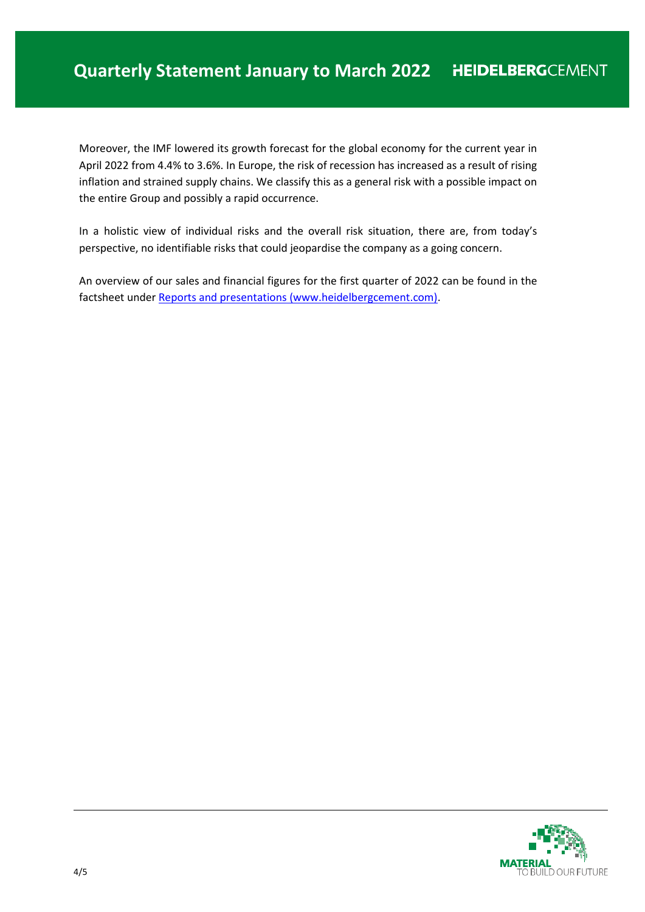Moreover, the IMF lowered its growth forecast for the global economy for the current year in April 2022 from 4.4% to 3.6%. In Europe, the risk of recession has increased as a result of rising inflation and strained supply chains. We classify this as a general risk with a possible impact on the entire Group and possibly a rapid occurrence.

In a holistic view of individual risks and the overall risk situation, there are, from today's perspective, no identifiable risks that could jeopardise the company as a going concern.

An overview of our sales and financial figures for the first quarter of 2022 can be found in the factsheet under [Reports and presentations (www.heidelbergcement.com)](www.heidelbergcement.com).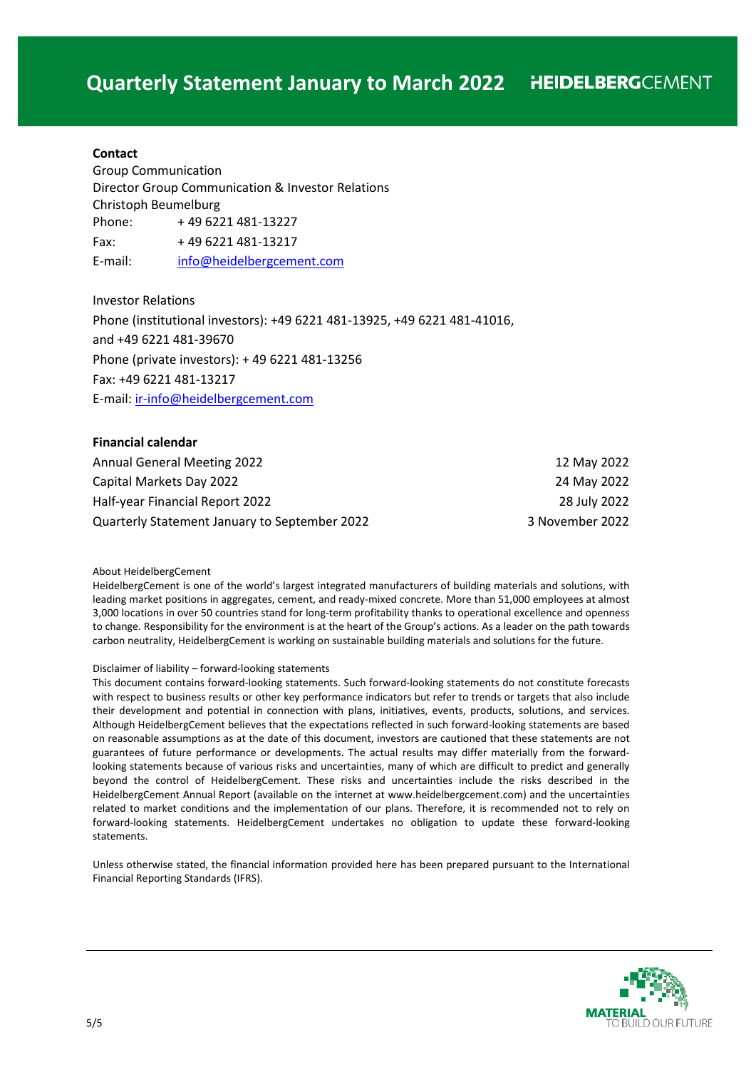## Contact

Group Communication
Director Group Communication & Investor Relations
Christoph Beumelburg

| | |
|---|---|
| Phone: | + 49 6221 481-13227 |
| Fax: | + 49 6221 481-13217 |
| E-mail: | info@heidelbergcement.com |

Investor Relations
Phone (institutional investors): +49 6221 481-13925, +49 6221 481-41016, and +49 6221 481-39670
Phone (private investors): + 49 6221 481-13256
Fax: +49 6221 481-13217
E-mail: ir-info@heidelbergcement.com

## Financial calendar

| | |
|---|---|
| Annual General Meeting 2022 | 12 May 2022 |
| Capital Markets Day 2022 | 24 May 2022 |
| Half-year Financial Report 2022 | 28 July 2022 |
| Quarterly Statement January to September 2022 | 3 November 2022 |

About HeidelbergCement
HeidelbergCement is one of the world's largest integrated manufacturers of building materials and solutions, with leading market positions in aggregates, cement, and ready-mixed concrete. More than 51,000 employees at almost 3,000 locations in over 50 countries stand for long-term profitability thanks to operational excellence and openness to change. Responsibility for the environment is at the heart of the Group's actions. As a leader on the path towards carbon neutrality, HeidelbergCement is working on sustainable building materials and solutions for the future.

Disclaimer of liability – forward-looking statements
This document contains forward-looking statements. Such forward-looking statements do not constitute forecasts with respect to business results or other key performance indicators but refer to trends or targets that also include their development and potential in connection with plans, initiatives, events, products, solutions, and services. Although HeidelbergCement believes that the expectations reflected in such forward-looking statements are based on reasonable assumptions as at the date of this document, investors are cautioned that these statements are not guarantees of future performance or developments. The actual results may differ materially from the forward-looking statements because of various risks and uncertainties, many of which are difficult to predict and generally beyond the control of HeidelbergCement. These risks and uncertainties include the risks described in the HeidelbergCement Annual Report (available on the internet at www.heidelbergcement.com) and the uncertainties related to market conditions and the implementation of our plans. Therefore, it is recommended not to rely on forward-looking statements. HeidelbergCement undertakes no obligation to update these forward-looking statements.

Unless otherwise stated, the financial information provided here has been prepared pursuant to the International Financial Reporting Standards (IFRS).